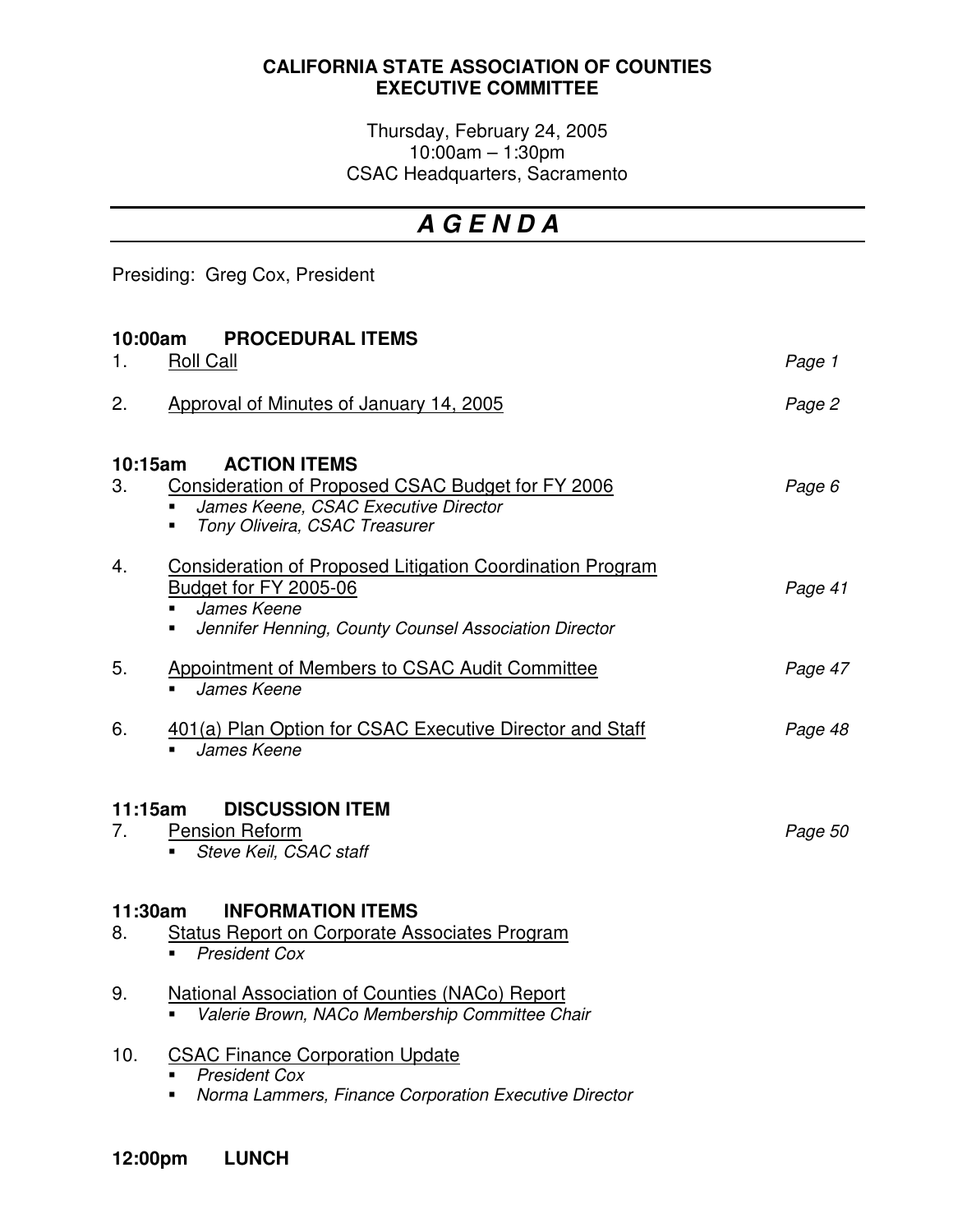**CALIFORNIA STATE ASSOCIATION OF COUNTIES**
**EXECUTIVE COMMITTEE**

Thursday, February 24, 2005
10:00am – 1:30pm
CSAC Headquarters, Sacramento

# *A G E N D A*

Presiding: Greg Cox, President

### 10:00am PROCEDURAL ITEMS

1. Roll Call — *Page 1*

2. Approval of Minutes of January 14, 2005 — *Page 2*

### 10:15am ACTION ITEMS

3. Consideration of Proposed CSAC Budget for FY 2006 — *Page 6*
   - *James Keene, CSAC Executive Director*
   - *Tony Oliveira, CSAC Treasurer*

4. Consideration of Proposed Litigation Coordination Program Budget for FY 2005-06 — *Page 41*
   - *James Keene*
   - *Jennifer Henning, County Counsel Association Director*

5. Appointment of Members to CSAC Audit Committee — *Page 47*
   - *James Keene*

6. 401(a) Plan Option for CSAC Executive Director and Staff — *Page 48*
   - *James Keene*

### 11:15am DISCUSSION ITEM

7. Pension Reform — *Page 50*
   - *Steve Keil, CSAC staff*

### 11:30am INFORMATION ITEMS

8. Status Report on Corporate Associates Program
   - *President Cox*

9. National Association of Counties (NACo) Report
   - *Valerie Brown, NACo Membership Committee Chair*

10. CSAC Finance Corporation Update
    - *President Cox*
    - *Norma Lammers, Finance Corporation Executive Director*

### 12:00pm LUNCH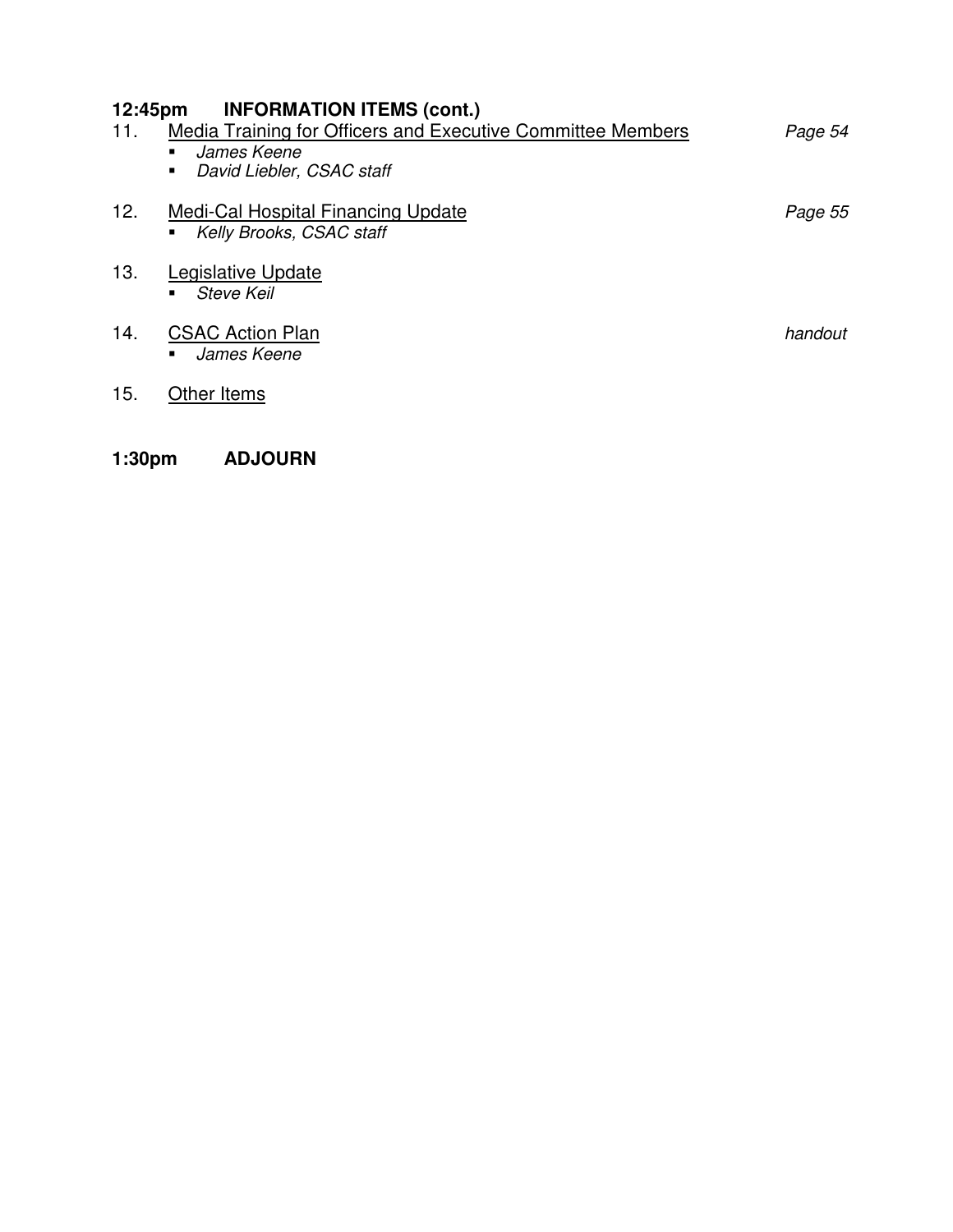**12:45pm INFORMATION ITEMS (cont.)**

11. Media Training for Officers and Executive Committee Members — *Page 54*
    - *James Keene*
    - *David Liebler, CSAC staff*

12. Medi-Cal Hospital Financing Update — *Page 55*
    - *Kelly Brooks, CSAC staff*

13. Legislative Update
    - *Steve Keil*

14. CSAC Action Plan — *handout*
    - *James Keene*

15. Other Items

**1:30pm ADJOURN**